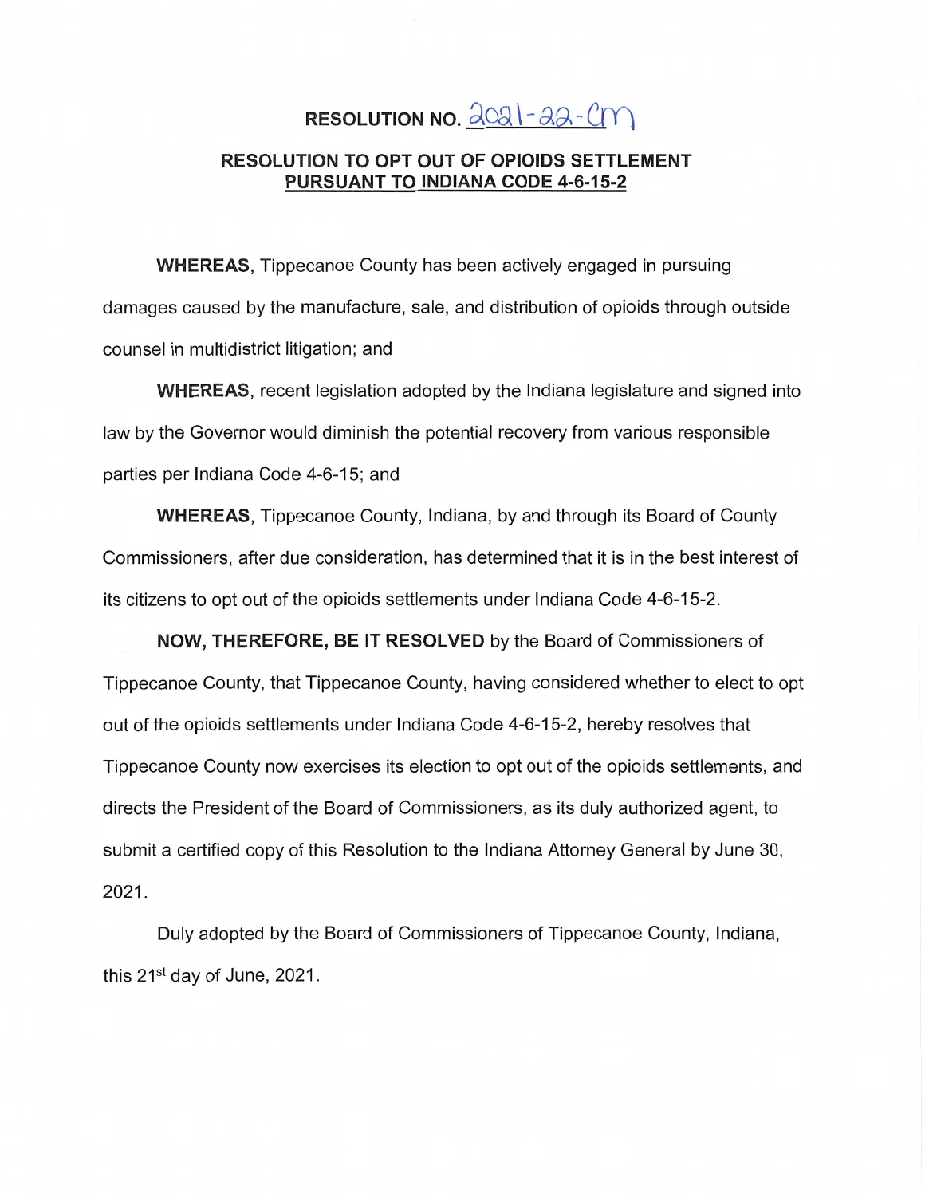# RESOLUTION NO. 2021-22-CM

## RESOLUTION TO OPT OUT OF OPIOIDS SETTLEMENT PURSUANT TO INDIANA CODE 4-6-15-2

**WHEREAS**, Tippecanoe County has been actively engaged in pursuing damages caused by the manufacture, sale, and distribution of opioids through outside counsel in multidistrict litigation; and

**WHEREAS**, recent legislation adopted by the Indiana legislature and signed into law by the Governor would diminish the potential recovery from various responsible parties per Indiana Code 4-6-15; and

**WHEREAS**, Tippecanoe County, Indiana, by and through its Board of County Commissioners, after due consideration, has determined that it is in the best interest of its citizens to opt out of the opioids settlements under Indiana Code 4-6-15-2.

**NOW, THEREFORE, BE IT RESOLVED** by the Board of Commissioners of Tippecanoe County, that Tippecanoe County, having considered whether to elect to opt out of the opioids settlements under Indiana Code 4-6-15-2, hereby resolves that Tippecanoe County now exercises its election to opt out of the opioids settlements, and directs the President of the Board of Commissioners, as its duly authorized agent, to submit a certified copy of this Resolution to the Indiana Attorney General by June 30, 2021.

Duly adopted by the Board of Commissioners of Tippecanoe County, Indiana, this 21st day of June, 2021.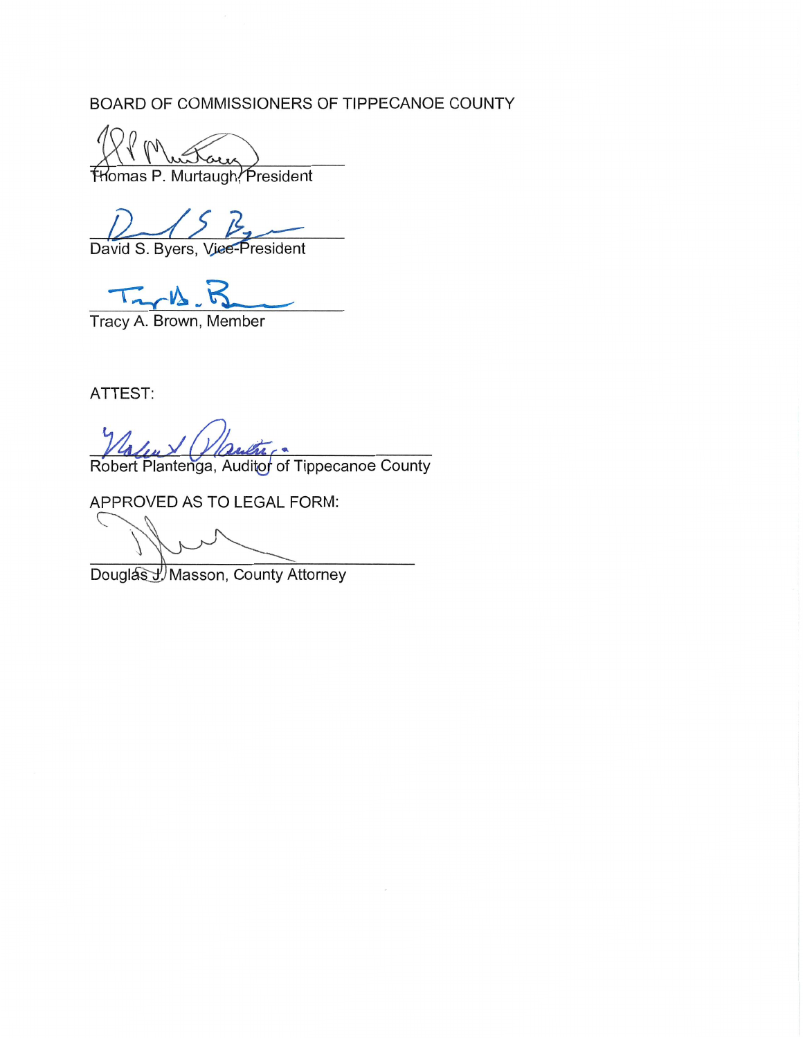BOARD OF COMMISSIONERS OF TIPPECANOE COUNTY

\_\_\_\_\_\_\_\_\_\_\_\_\_\_\_\_\_\_\_\_\_\_\_\_\_\_\_\_\_\_\_\_
Thomas P. Murtaugh, President

\_\_\_\_\_\_\_\_\_\_\_\_\_\_\_\_\_\_\_\_\_\_\_\_\_\_\_\_\_\_\_\_
David S. Byers, Vice-President

\_\_\_\_\_\_\_\_\_\_\_\_\_\_\_\_\_\_\_\_\_\_\_\_\_\_\_\_\_\_\_\_
Tracy A. Brown, Member

ATTEST:

\_\_\_\_\_\_\_\_\_\_\_\_\_\_\_\_\_\_\_\_\_\_\_\_\_\_\_\_\_\_\_\_
Robert Plantenga, Auditor of Tippecanoe County

APPROVED AS TO LEGAL FORM:

\_\_\_\_\_\_\_\_\_\_\_\_\_\_\_\_\_\_\_\_\_\_\_\_\_\_\_\_\_\_\_\_
Douglas J. Masson, County Attorney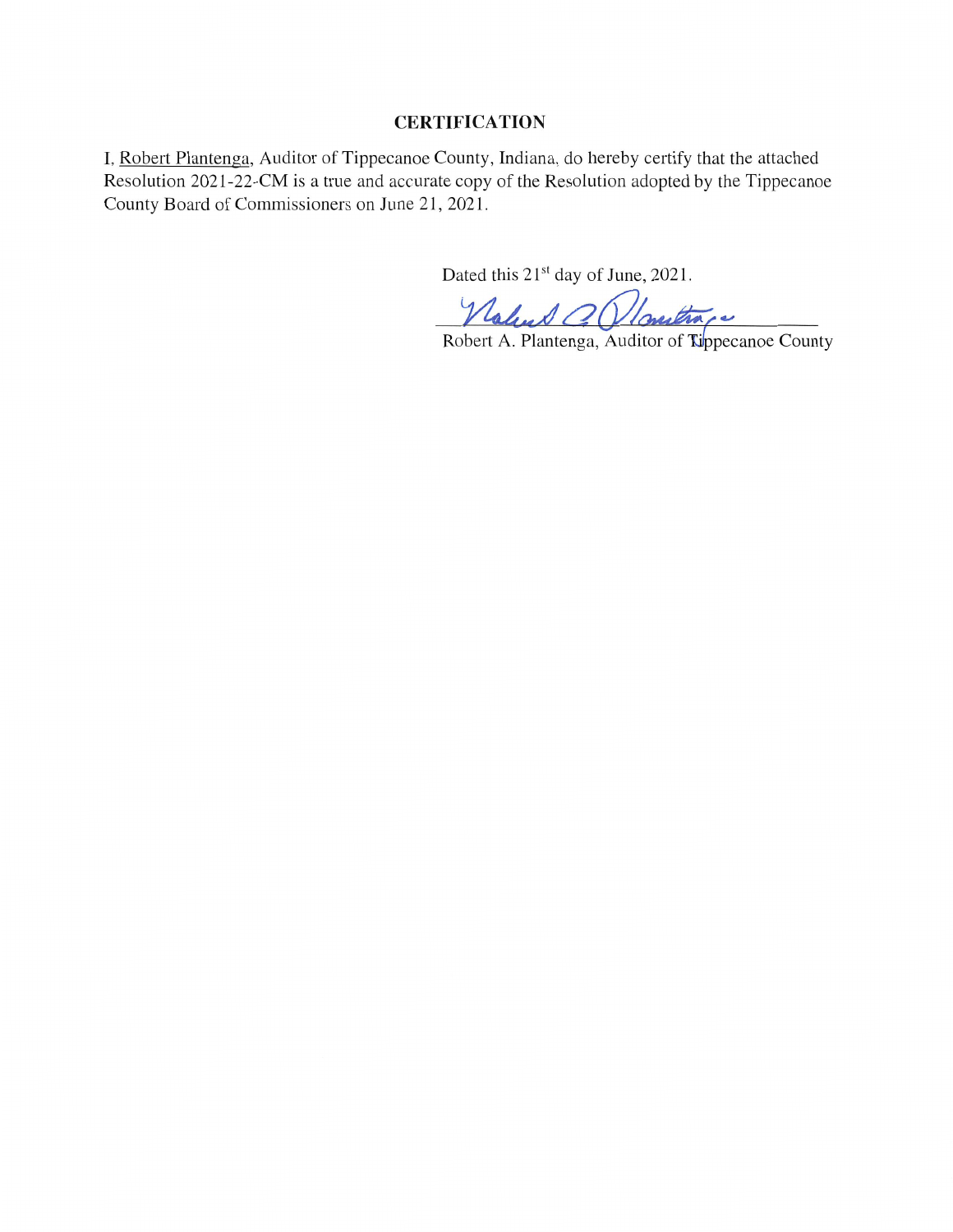## CERTIFICATION

I, Robert Plantenga, Auditor of Tippecanoe County, Indiana, do hereby certify that the attached Resolution 2021-22-CM is a true and accurate copy of the Resolution adopted by the Tippecanoe County Board of Commissioners on June 21, 2021.

Dated this 21st day of June, 2021.

Robert A. Plantenga, Auditor of Tippecanoe County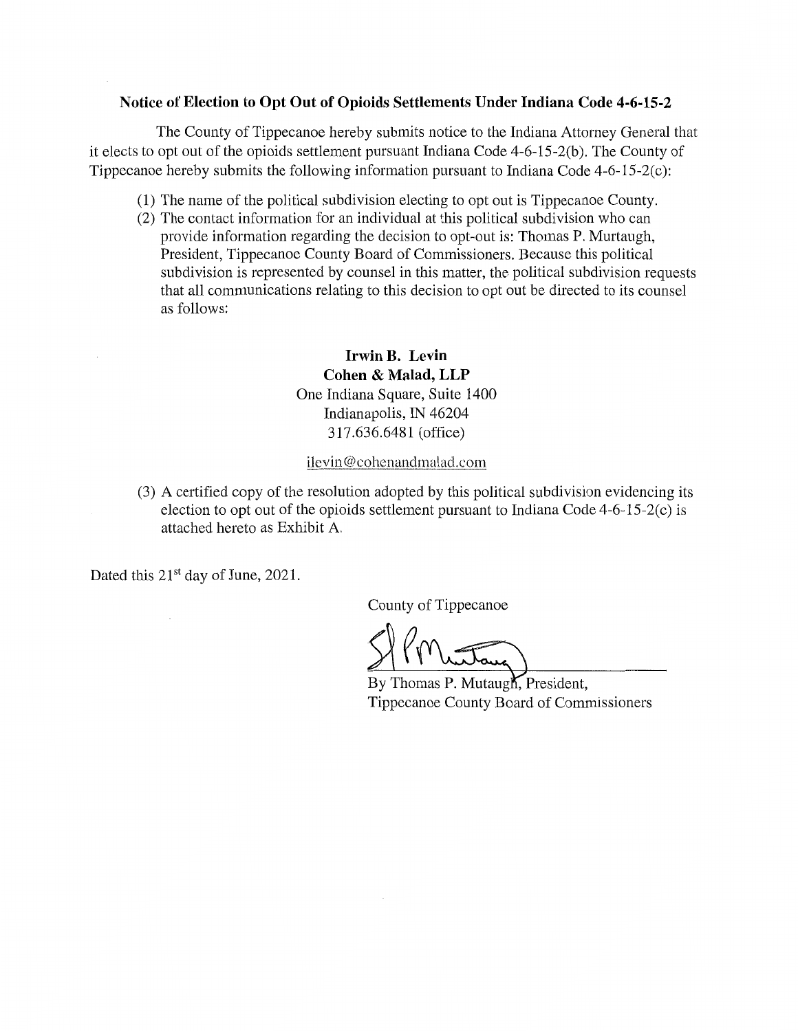**Notice of Election to Opt Out of Opioids Settlements Under Indiana Code 4-6-15-2**

The County of Tippecanoe hereby submits notice to the Indiana Attorney General that it elects to opt out of the opioids settlement pursuant Indiana Code 4-6-15-2(b). The County of Tippecanoe hereby submits the following information pursuant to Indiana Code 4-6-15-2(c):

(1) The name of the political subdivision electing to opt out is Tippecanoe County.

(2) The contact information for an individual at this political subdivision who can provide information regarding the decision to opt-out is: Thomas P. Murtaugh, President, Tippecanoe County Board of Commissioners. Because this political subdivision is represented by counsel in this matter, the political subdivision requests that all communications relating to this decision to opt out be directed to its counsel as follows:

**Irwin B. Levin**
**Cohen & Malad, LLP**
One Indiana Square, Suite 1400
Indianapolis, IN 46204
317.636.6481 (office)

ilevin@cohenandmalad.com

(3) A certified copy of the resolution adopted by this political subdivision evidencing its election to opt out of the opioids settlement pursuant to Indiana Code 4-6-15-2(c) is attached hereto as Exhibit A.

Dated this 21st day of June, 2021.

County of Tippecanoe

By Thomas P. Mutaugh, President,
Tippecanoe County Board of Commissioners